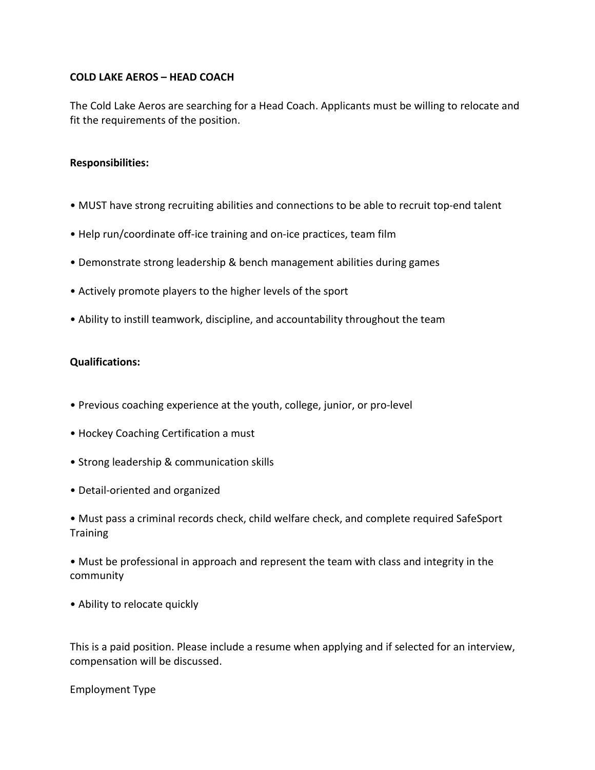**COLD LAKE AEROS – HEAD COACH**

The Cold Lake Aeros are searching for a Head Coach. Applicants must be willing to relocate and fit the requirements of the position.

**Responsibilities:**

- MUST have strong recruiting abilities and connections to be able to recruit top-end talent
- Help run/coordinate off-ice training and on-ice practices, team film
- Demonstrate strong leadership & bench management abilities during games
- Actively promote players to the higher levels of the sport
- Ability to instill teamwork, discipline, and accountability throughout the team

**Qualifications:**

- Previous coaching experience at the youth, college, junior, or pro-level
- Hockey Coaching Certification a must
- Strong leadership & communication skills
- Detail-oriented and organized
- Must pass a criminal records check, child welfare check, and complete required SafeSport Training
- Must be professional in approach and represent the team with class and integrity in the community
- Ability to relocate quickly

This is a paid position. Please include a resume when applying and if selected for an interview, compensation will be discussed.

Employment Type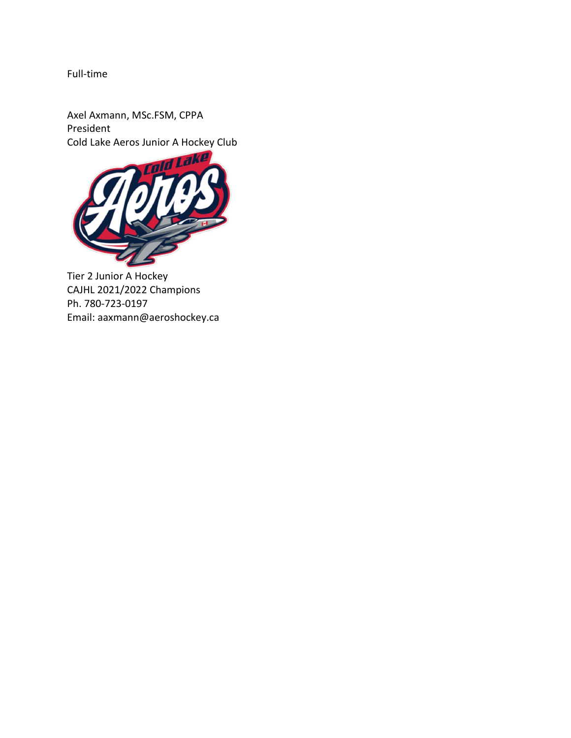Full-time

Axel Axmann, MSc.FSM, CPPA
President
Cold Lake Aeros Junior A Hockey Club

Tier 2 Junior A Hockey
CAJHL 2021/2022 Champions
Ph. 780-723-0197
Email: aaxmann@aeroshockey.ca